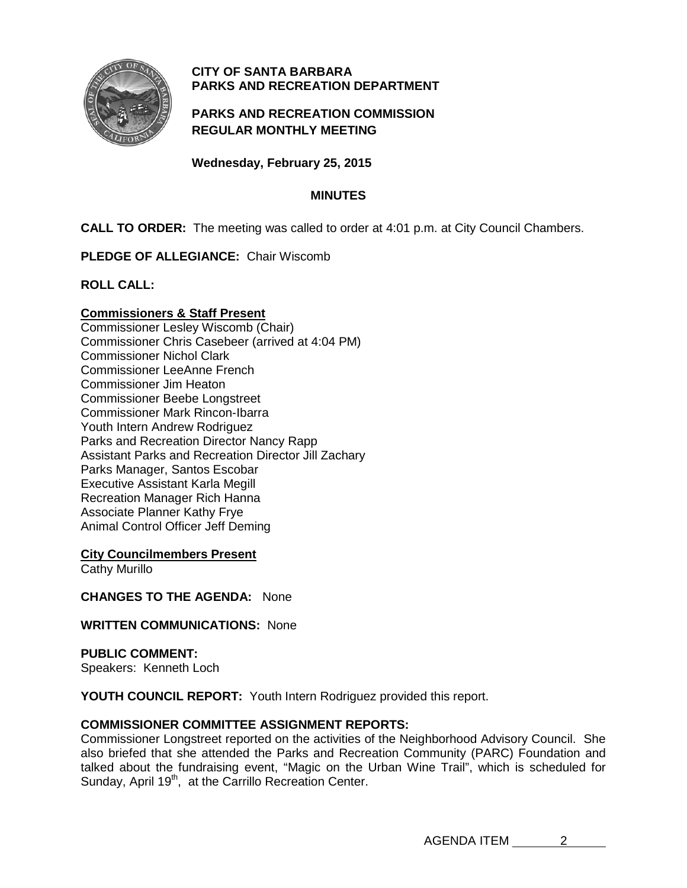**CITY OF SANTA BARBARA**
**PARKS AND RECREATION DEPARTMENT**

**PARKS AND RECREATION COMMISSION**
**REGULAR MONTHLY MEETING**

**Wednesday, February 25, 2015**

**MINUTES**

**CALL TO ORDER:** The meeting was called to order at 4:01 p.m. at City Council Chambers.

**PLEDGE OF ALLEGIANCE:** Chair Wiscomb

**ROLL CALL:**

**Commissioners & Staff Present**

Commissioner Lesley Wiscomb (Chair)
Commissioner Chris Casebeer (arrived at 4:04 PM)
Commissioner Nichol Clark
Commissioner LeeAnne French
Commissioner Jim Heaton
Commissioner Beebe Longstreet
Commissioner Mark Rincon-Ibarra
Youth Intern Andrew Rodriguez
Parks and Recreation Director Nancy Rapp
Assistant Parks and Recreation Director Jill Zachary
Parks Manager, Santos Escobar
Executive Assistant Karla Megill
Recreation Manager Rich Hanna
Associate Planner Kathy Frye
Animal Control Officer Jeff Deming

**City Councilmembers Present**

Cathy Murillo

**CHANGES TO THE AGENDA:** None

**WRITTEN COMMUNICATIONS:** None

**PUBLIC COMMENT:**
Speakers: Kenneth Loch

**YOUTH COUNCIL REPORT:** Youth Intern Rodriguez provided this report.

**COMMISSIONER COMMITTEE ASSIGNMENT REPORTS:**
Commissioner Longstreet reported on the activities of the Neighborhood Advisory Council. She also briefed that she attended the Parks and Recreation Community (PARC) Foundation and talked about the fundraising event, "Magic on the Urban Wine Trail", which is scheduled for Sunday, April 19th, at the Carrillo Recreation Center.

AGENDA ITEM 2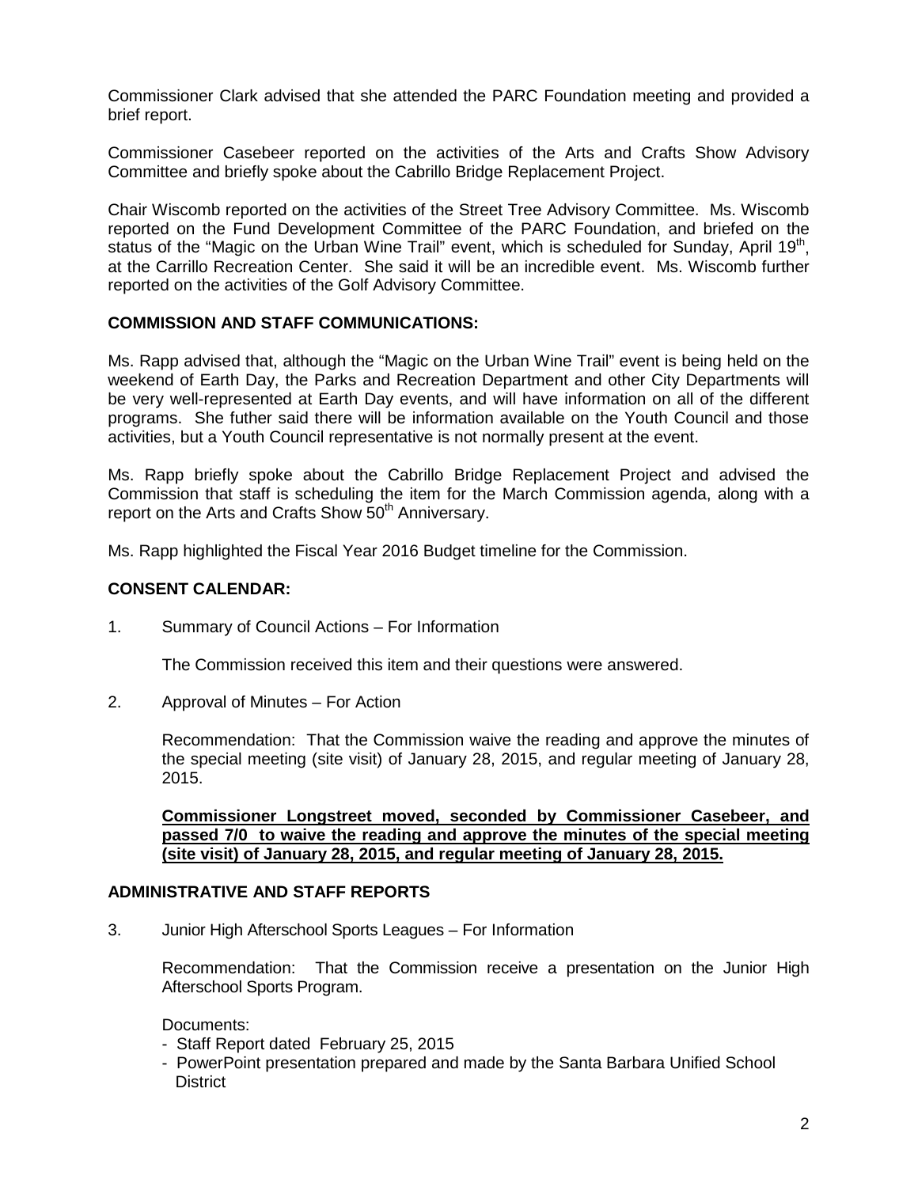Commissioner Clark advised that she attended the PARC Foundation meeting and provided a brief report.

Commissioner Casebeer reported on the activities of the Arts and Crafts Show Advisory Committee and briefly spoke about the Cabrillo Bridge Replacement Project.

Chair Wiscomb reported on the activities of the Street Tree Advisory Committee. Ms. Wiscomb reported on the Fund Development Committee of the PARC Foundation, and briefed on the status of the "Magic on the Urban Wine Trail" event, which is scheduled for Sunday, April 19th, at the Carrillo Recreation Center. She said it will be an incredible event. Ms. Wiscomb further reported on the activities of the Golf Advisory Committee.

**COMMISSION AND STAFF COMMUNICATIONS:**

Ms. Rapp advised that, although the "Magic on the Urban Wine Trail" event is being held on the weekend of Earth Day, the Parks and Recreation Department and other City Departments will be very well-represented at Earth Day events, and will have information on all of the different programs. She futher said there will be information available on the Youth Council and those activities, but a Youth Council representative is not normally present at the event.

Ms. Rapp briefly spoke about the Cabrillo Bridge Replacement Project and advised the Commission that staff is scheduling the item for the March Commission agenda, along with a report on the Arts and Crafts Show 50th Anniversary.

Ms. Rapp highlighted the Fiscal Year 2016 Budget timeline for the Commission.

**CONSENT CALENDAR:**

1. Summary of Council Actions – For Information

   The Commission received this item and their questions were answered.

2. Approval of Minutes – For Action

   Recommendation: That the Commission waive the reading and approve the minutes of the special meeting (site visit) of January 28, 2015, and regular meeting of January 28, 2015.

   **Commissioner Longstreet moved, seconded by Commissioner Casebeer, and passed 7/0 to waive the reading and approve the minutes of the special meeting (site visit) of January 28, 2015, and regular meeting of January 28, 2015.**

**ADMINISTRATIVE AND STAFF REPORTS**

3. Junior High Afterschool Sports Leagues – For Information

   Recommendation: That the Commission receive a presentation on the Junior High Afterschool Sports Program.

   Documents:
   - Staff Report dated February 25, 2015
   - PowerPoint presentation prepared and made by the Santa Barbara Unified School District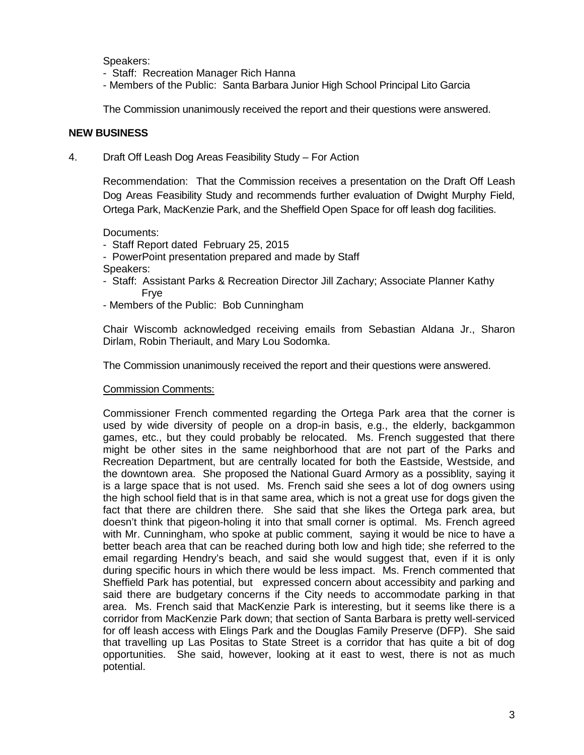Speakers:

- Staff: Recreation Manager Rich Hanna
- Members of the Public: Santa Barbara Junior High School Principal Lito Garcia

The Commission unanimously received the report and their questions were answered.

**NEW BUSINESS**

4. Draft Off Leash Dog Areas Feasibility Study – For Action

Recommendation: That the Commission receives a presentation on the Draft Off Leash Dog Areas Feasibility Study and recommends further evaluation of Dwight Murphy Field, Ortega Park, MacKenzie Park, and the Sheffield Open Space for off leash dog facilities.

Documents:

- Staff Report dated February 25, 2015
- PowerPoint presentation prepared and made by Staff

Speakers:

- Staff: Assistant Parks & Recreation Director Jill Zachary; Associate Planner Kathy Frye
- Members of the Public: Bob Cunningham

Chair Wiscomb acknowledged receiving emails from Sebastian Aldana Jr., Sharon Dirlam, Robin Theriault, and Mary Lou Sodomka.

The Commission unanimously received the report and their questions were answered.

Commission Comments:

Commissioner French commented regarding the Ortega Park area that the corner is used by wide diversity of people on a drop-in basis, e.g., the elderly, backgammon games, etc., but they could probably be relocated. Ms. French suggested that there might be other sites in the same neighborhood that are not part of the Parks and Recreation Department, but are centrally located for both the Eastside, Westside, and the downtown area. She proposed the National Guard Armory as a possiblity, saying it is a large space that is not used. Ms. French said she sees a lot of dog owners using the high school field that is in that same area, which is not a great use for dogs given the fact that there are children there. She said that she likes the Ortega park area, but doesn't think that pigeon-holing it into that small corner is optimal. Ms. French agreed with Mr. Cunningham, who spoke at public comment, saying it would be nice to have a better beach area that can be reached during both low and high tide; she referred to the email regarding Hendry's beach, and said she would suggest that, even if it is only during specific hours in which there would be less impact. Ms. French commented that Sheffield Park has potential, but expressed concern about accessibity and parking and said there are budgetary concerns if the City needs to accommodate parking in that area. Ms. French said that MacKenzie Park is interesting, but it seems like there is a corridor from MacKenzie Park down; that section of Santa Barbara is pretty well-serviced for off leash access with Elings Park and the Douglas Family Preserve (DFP). She said that travelling up Las Positas to State Street is a corridor that has quite a bit of dog opportunities. She said, however, looking at it east to west, there is not as much potential.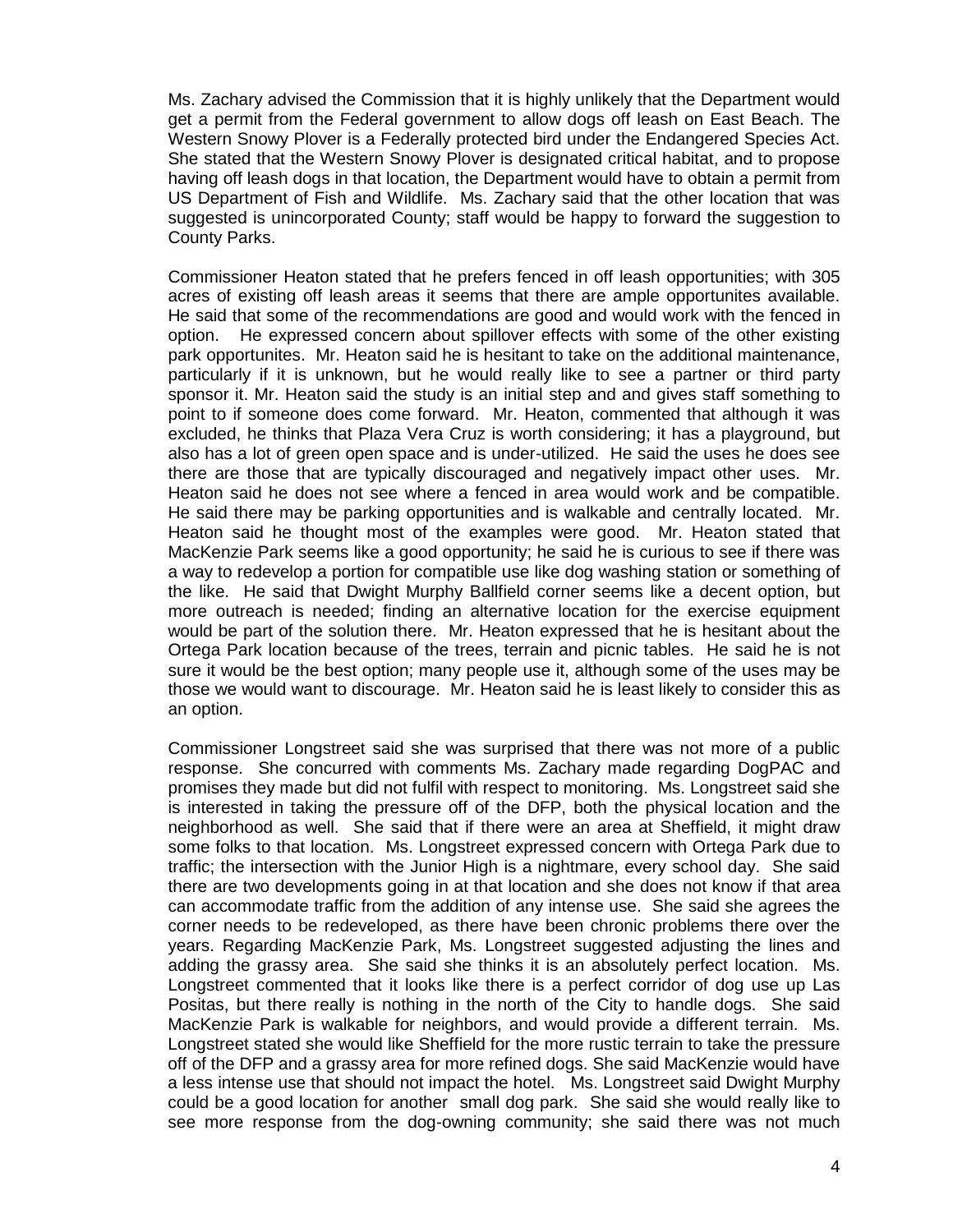Ms. Zachary advised the Commission that it is highly unlikely that the Department would get a permit from the Federal government to allow dogs off leash on East Beach. The Western Snowy Plover is a Federally protected bird under the Endangered Species Act. She stated that the Western Snowy Plover is designated critical habitat, and to propose having off leash dogs in that location, the Department would have to obtain a permit from US Department of Fish and Wildlife. Ms. Zachary said that the other location that was suggested is unincorporated County; staff would be happy to forward the suggestion to County Parks.

Commissioner Heaton stated that he prefers fenced in off leash opportunities; with 305 acres of existing off leash areas it seems that there are ample opportunites available. He said that some of the recommendations are good and would work with the fenced in option. He expressed concern about spillover effects with some of the other existing park opportunites. Mr. Heaton said he is hesitant to take on the additional maintenance, particularly if it is unknown, but he would really like to see a partner or third party sponsor it. Mr. Heaton said the study is an initial step and and gives staff something to point to if someone does come forward. Mr. Heaton, commented that although it was excluded, he thinks that Plaza Vera Cruz is worth considering; it has a playground, but also has a lot of green open space and is under-utilized. He said the uses he does see there are those that are typically discouraged and negatively impact other uses. Mr. Heaton said he does not see where a fenced in area would work and be compatible. He said there may be parking opportunities and is walkable and centrally located. Mr. Heaton said he thought most of the examples were good. Mr. Heaton stated that MacKenzie Park seems like a good opportunity; he said he is curious to see if there was a way to redevelop a portion for compatible use like dog washing station or something of the like. He said that Dwight Murphy Ballfield corner seems like a decent option, but more outreach is needed; finding an alternative location for the exercise equipment would be part of the solution there. Mr. Heaton expressed that he is hesitant about the Ortega Park location because of the trees, terrain and picnic tables. He said he is not sure it would be the best option; many people use it, although some of the uses may be those we would want to discourage. Mr. Heaton said he is least likely to consider this as an option.

Commissioner Longstreet said she was surprised that there was not more of a public response. She concurred with comments Ms. Zachary made regarding DogPAC and promises they made but did not fulfil with respect to monitoring. Ms. Longstreet said she is interested in taking the pressure off of the DFP, both the physical location and the neighborhood as well. She said that if there were an area at Sheffield, it might draw some folks to that location. Ms. Longstreet expressed concern with Ortega Park due to traffic; the intersection with the Junior High is a nightmare, every school day. She said there are two developments going in at that location and she does not know if that area can accommodate traffic from the addition of any intense use. She said she agrees the corner needs to be redeveloped, as there have been chronic problems there over the years. Regarding MacKenzie Park, Ms. Longstreet suggested adjusting the lines and adding the grassy area. She said she thinks it is an absolutely perfect location. Ms. Longstreet commented that it looks like there is a perfect corridor of dog use up Las Positas, but there really is nothing in the north of the City to handle dogs. She said MacKenzie Park is walkable for neighbors, and would provide a different terrain. Ms. Longstreet stated she would like Sheffield for the more rustic terrain to take the pressure off of the DFP and a grassy area for more refined dogs. She said MacKenzie would have a less intense use that should not impact the hotel. Ms. Longstreet said Dwight Murphy could be a good location for another small dog park. She said she would really like to see more response from the dog-owning community; she said there was not much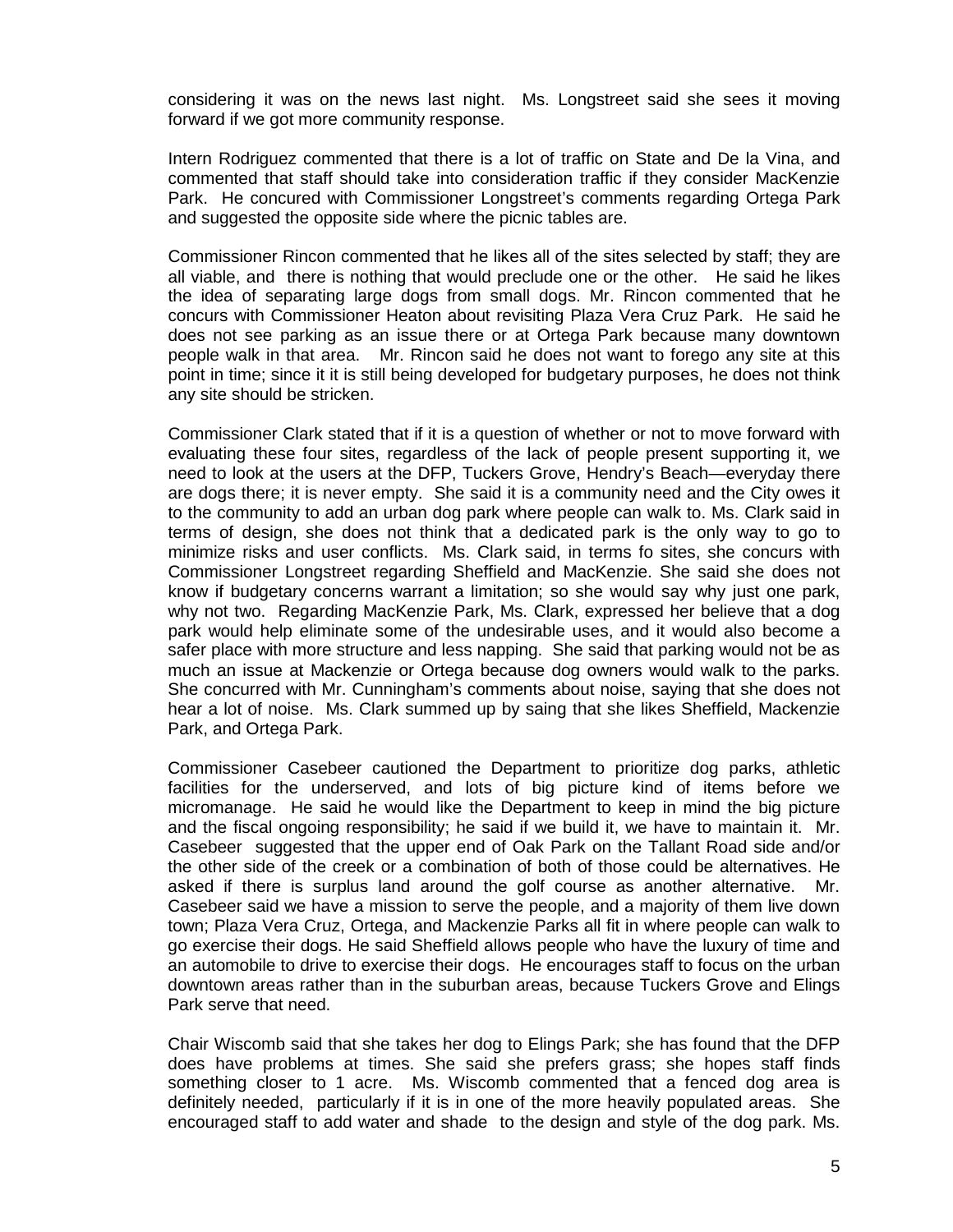considering it was on the news last night. Ms. Longstreet said she sees it moving forward if we got more community response.

Intern Rodriguez commented that there is a lot of traffic on State and De la Vina, and commented that staff should take into consideration traffic if they consider MacKenzie Park. He concured with Commissioner Longstreet's comments regarding Ortega Park and suggested the opposite side where the picnic tables are.

Commissioner Rincon commented that he likes all of the sites selected by staff; they are all viable, and there is nothing that would preclude one or the other. He said he likes the idea of separating large dogs from small dogs. Mr. Rincon commented that he concurs with Commissioner Heaton about revisiting Plaza Vera Cruz Park. He said he does not see parking as an issue there or at Ortega Park because many downtown people walk in that area. Mr. Rincon said he does not want to forego any site at this point in time; since it it is still being developed for budgetary purposes, he does not think any site should be stricken.

Commissioner Clark stated that if it is a question of whether or not to move forward with evaluating these four sites, regardless of the lack of people present supporting it, we need to look at the users at the DFP, Tuckers Grove, Hendry's Beach—everyday there are dogs there; it is never empty. She said it is a community need and the City owes it to the community to add an urban dog park where people can walk to. Ms. Clark said in terms of design, she does not think that a dedicated park is the only way to go to minimize risks and user conflicts. Ms. Clark said, in terms fo sites, she concurs with Commissioner Longstreet regarding Sheffield and MacKenzie. She said she does not know if budgetary concerns warrant a limitation; so she would say why just one park, why not two. Regarding MacKenzie Park, Ms. Clark, expressed her believe that a dog park would help eliminate some of the undesirable uses, and it would also become a safer place with more structure and less napping. She said that parking would not be as much an issue at Mackenzie or Ortega because dog owners would walk to the parks. She concurred with Mr. Cunningham's comments about noise, saying that she does not hear a lot of noise. Ms. Clark summed up by saing that she likes Sheffield, Mackenzie Park, and Ortega Park.

Commissioner Casebeer cautioned the Department to prioritize dog parks, athletic facilities for the underserved, and lots of big picture kind of items before we micromanage. He said he would like the Department to keep in mind the big picture and the fiscal ongoing responsibility; he said if we build it, we have to maintain it. Mr. Casebeer suggested that the upper end of Oak Park on the Tallant Road side and/or the other side of the creek or a combination of both of those could be alternatives. He asked if there is surplus land around the golf course as another alternative. Mr. Casebeer said we have a mission to serve the people, and a majority of them live down town; Plaza Vera Cruz, Ortega, and Mackenzie Parks all fit in where people can walk to go exercise their dogs. He said Sheffield allows people who have the luxury of time and an automobile to drive to exercise their dogs. He encourages staff to focus on the urban downtown areas rather than in the suburban areas, because Tuckers Grove and Elings Park serve that need.

Chair Wiscomb said that she takes her dog to Elings Park; she has found that the DFP does have problems at times. She said she prefers grass; she hopes staff finds something closer to 1 acre. Ms. Wiscomb commented that a fenced dog area is definitely needed, particularly if it is in one of the more heavily populated areas. She encouraged staff to add water and shade to the design and style of the dog park. Ms.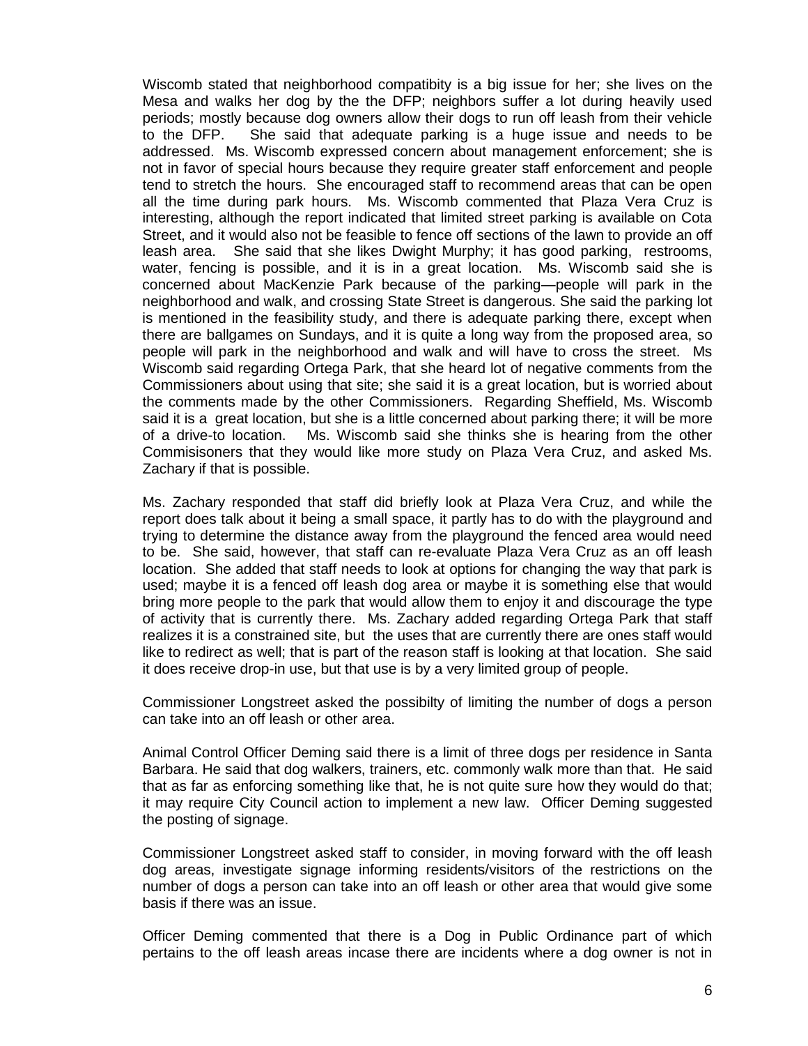Wiscomb stated that neighborhood compatibity is a big issue for her; she lives on the Mesa and walks her dog by the the DFP; neighbors suffer a lot during heavily used periods; mostly because dog owners allow their dogs to run off leash from their vehicle to the DFP. She said that adequate parking is a huge issue and needs to be addressed. Ms. Wiscomb expressed concern about management enforcement; she is not in favor of special hours because they require greater staff enforcement and people tend to stretch the hours. She encouraged staff to recommend areas that can be open all the time during park hours. Ms. Wiscomb commented that Plaza Vera Cruz is interesting, although the report indicated that limited street parking is available on Cota Street, and it would also not be feasible to fence off sections of the lawn to provide an off leash area. She said that she likes Dwight Murphy; it has good parking, restrooms, water, fencing is possible, and it is in a great location. Ms. Wiscomb said she is concerned about MacKenzie Park because of the parking—people will park in the neighborhood and walk, and crossing State Street is dangerous. She said the parking lot is mentioned in the feasibility study, and there is adequate parking there, except when there are ballgames on Sundays, and it is quite a long way from the proposed area, so people will park in the neighborhood and walk and will have to cross the street. Ms Wiscomb said regarding Ortega Park, that she heard lot of negative comments from the Commissioners about using that site; she said it is a great location, but is worried about the comments made by the other Commissioners. Regarding Sheffield, Ms. Wiscomb said it is a great location, but she is a little concerned about parking there; it will be more of a drive-to location. Ms. Wiscomb said she thinks she is hearing from the other Commisisoners that they would like more study on Plaza Vera Cruz, and asked Ms. Zachary if that is possible.

Ms. Zachary responded that staff did briefly look at Plaza Vera Cruz, and while the report does talk about it being a small space, it partly has to do with the playground and trying to determine the distance away from the playground the fenced area would need to be. She said, however, that staff can re-evaluate Plaza Vera Cruz as an off leash location. She added that staff needs to look at options for changing the way that park is used; maybe it is a fenced off leash dog area or maybe it is something else that would bring more people to the park that would allow them to enjoy it and discourage the type of activity that is currently there. Ms. Zachary added regarding Ortega Park that staff realizes it is a constrained site, but the uses that are currently there are ones staff would like to redirect as well; that is part of the reason staff is looking at that location. She said it does receive drop-in use, but that use is by a very limited group of people.

Commissioner Longstreet asked the possibilty of limiting the number of dogs a person can take into an off leash or other area.

Animal Control Officer Deming said there is a limit of three dogs per residence in Santa Barbara. He said that dog walkers, trainers, etc. commonly walk more than that. He said that as far as enforcing something like that, he is not quite sure how they would do that; it may require City Council action to implement a new law. Officer Deming suggested the posting of signage.

Commissioner Longstreet asked staff to consider, in moving forward with the off leash dog areas, investigate signage informing residents/visitors of the restrictions on the number of dogs a person can take into an off leash or other area that would give some basis if there was an issue.

Officer Deming commented that there is a Dog in Public Ordinance part of which pertains to the off leash areas incase there are incidents where a dog owner is not in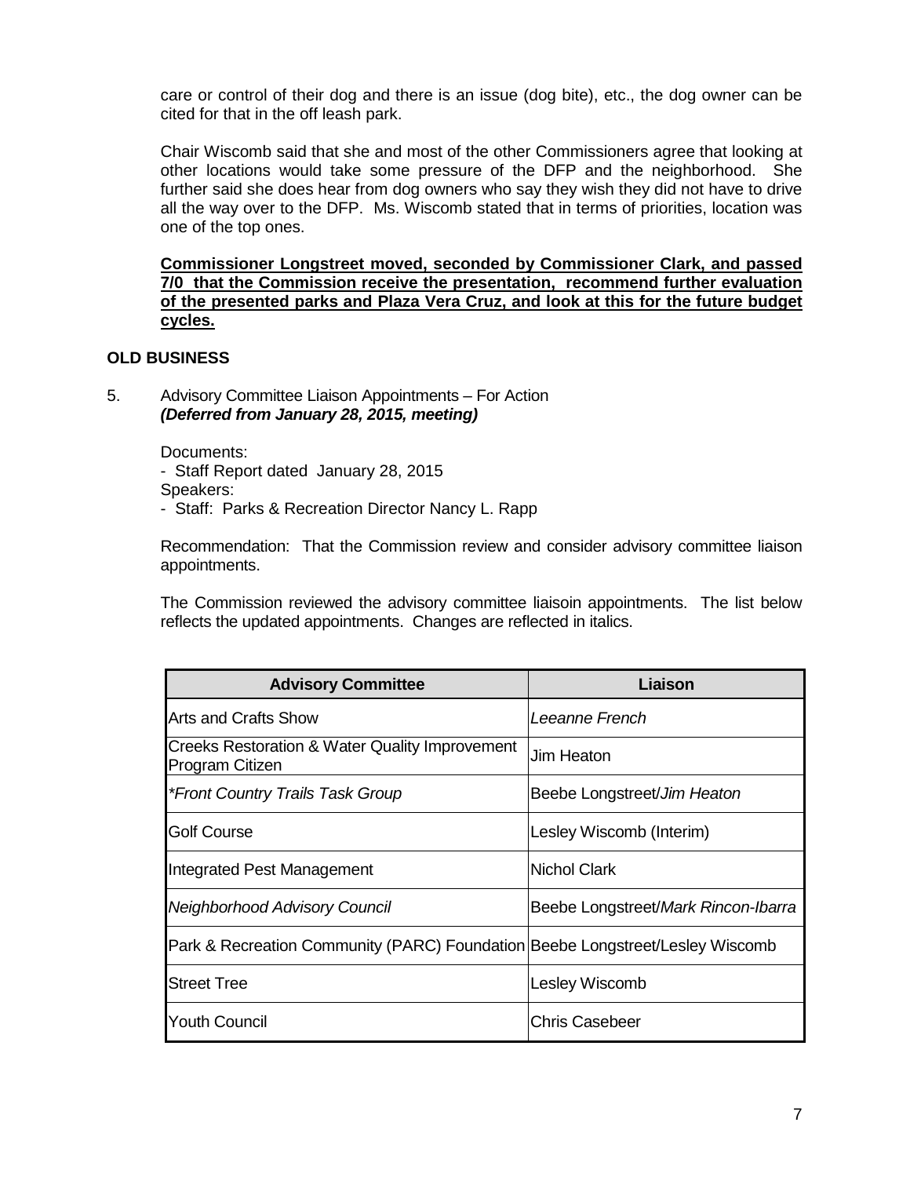care or control of their dog and there is an issue (dog bite), etc., the dog owner can be cited for that in the off leash park.

Chair Wiscomb said that she and most of the other Commissioners agree that looking at other locations would take some pressure of the DFP and the neighborhood. She further said she does hear from dog owners who say they wish they did not have to drive all the way over to the DFP. Ms. Wiscomb stated that in terms of priorities, location was one of the top ones.

**Commissioner Longstreet moved, seconded by Commissioner Clark, and passed 7/0 that the Commission receive the presentation, recommend further evaluation of the presented parks and Plaza Vera Cruz, and look at this for the future budget cycles.**

**OLD BUSINESS**

5. Advisory Committee Liaison Appointments – For Action
***(Deferred from January 28, 2015, meeting)***

Documents:
- Staff Report dated January 28, 2015

Speakers:
- Staff: Parks & Recreation Director Nancy L. Rapp

Recommendation: That the Commission review and consider advisory committee liaison appointments.

The Commission reviewed the advisory committee liaisoin appointments. The list below reflects the updated appointments. Changes are reflected in italics.

| Advisory Committee | Liaison |
|---|---|
| Arts and Crafts Show | *Leeanne French* |
| Creeks Restoration & Water Quality Improvement Program Citizen | Jim Heaton |
| **Front Country Trails Task Group* | Beebe Longstreet/*Jim Heaton* |
| Golf Course | Lesley Wiscomb (Interim) |
| Integrated Pest Management | Nichol Clark |
| *Neighborhood Advisory Council* | Beebe Longstreet/*Mark Rincon-Ibarra* |
| Park & Recreation Community (PARC) Foundation | Beebe Longstreet/Lesley Wiscomb |
| Street Tree | Lesley Wiscomb |
| Youth Council | Chris Casebeer |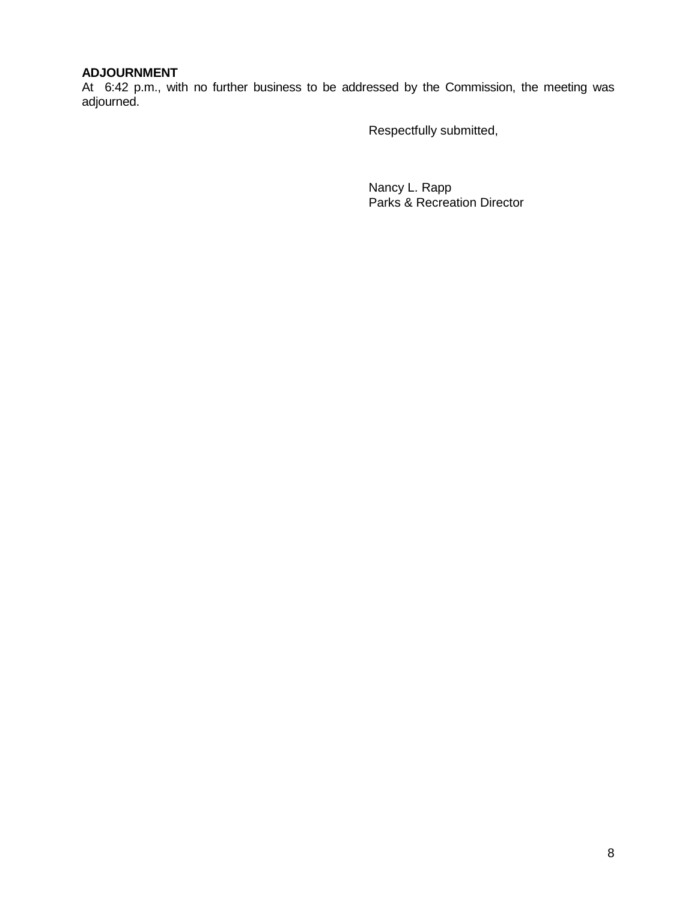**ADJOURNMENT**

At 6:42 p.m., with no further business to be addressed by the Commission, the meeting was adjourned.

Respectfully submitted,

Nancy L. Rapp
Parks & Recreation Director